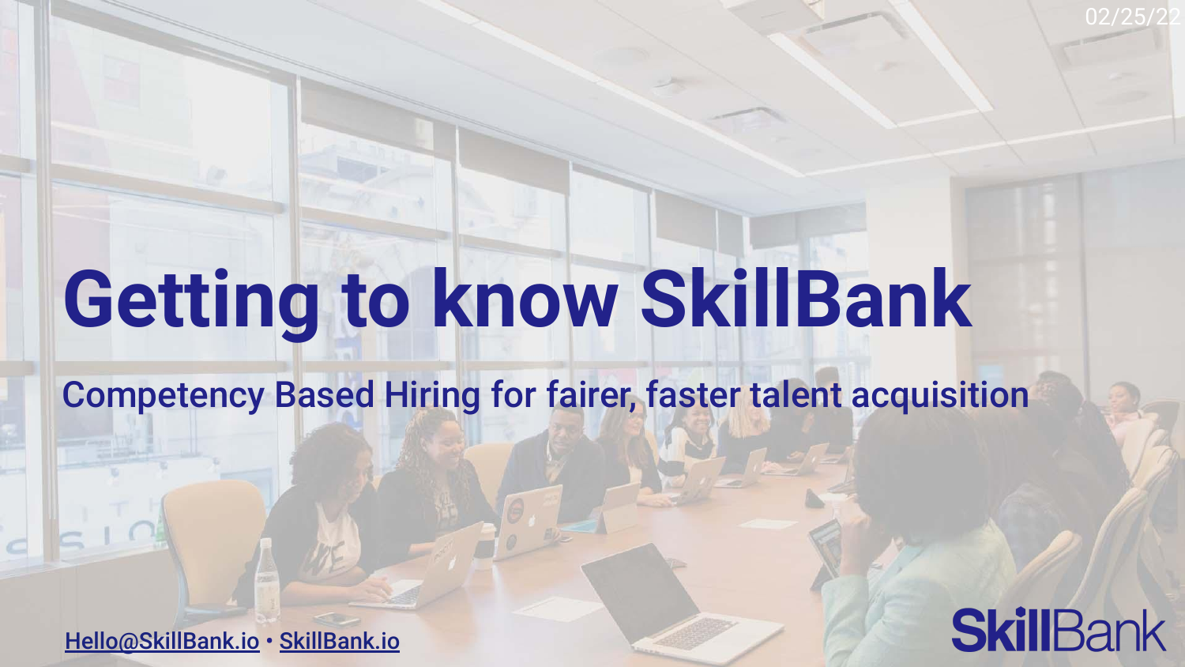02/25/22

# Getting to know SkillBank

## Competency Based Hiring for fairer, faster talent acquisition

Hello@SkillBank.io • SkillBank.io

SkillBank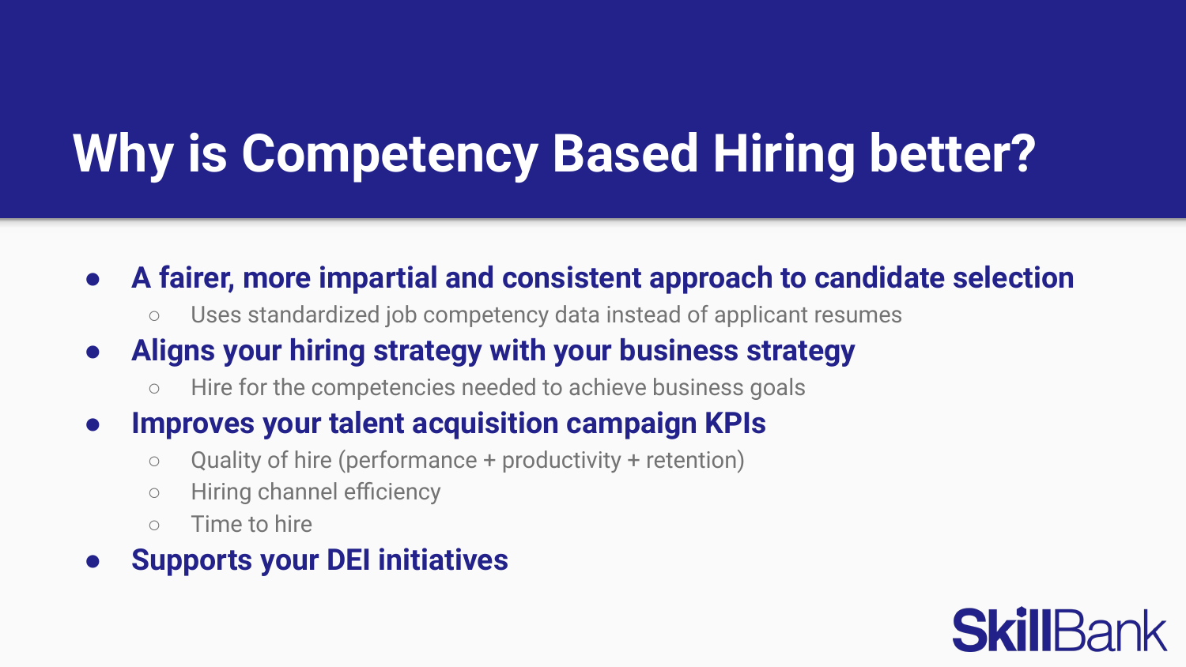# Why is Competency Based Hiring better?

- **A fairer, more impartial and consistent approach to candidate selection**
  - Uses standardized job competency data instead of applicant resumes
- **Aligns your hiring strategy with your business strategy**
  - Hire for the competencies needed to achieve business goals
- **Improves your talent acquisition campaign KPIs**
  - Quality of hire (performance + productivity + retention)
  - Hiring channel efficiency
  - Time to hire
- **Supports your DEI initiatives**

SkillBank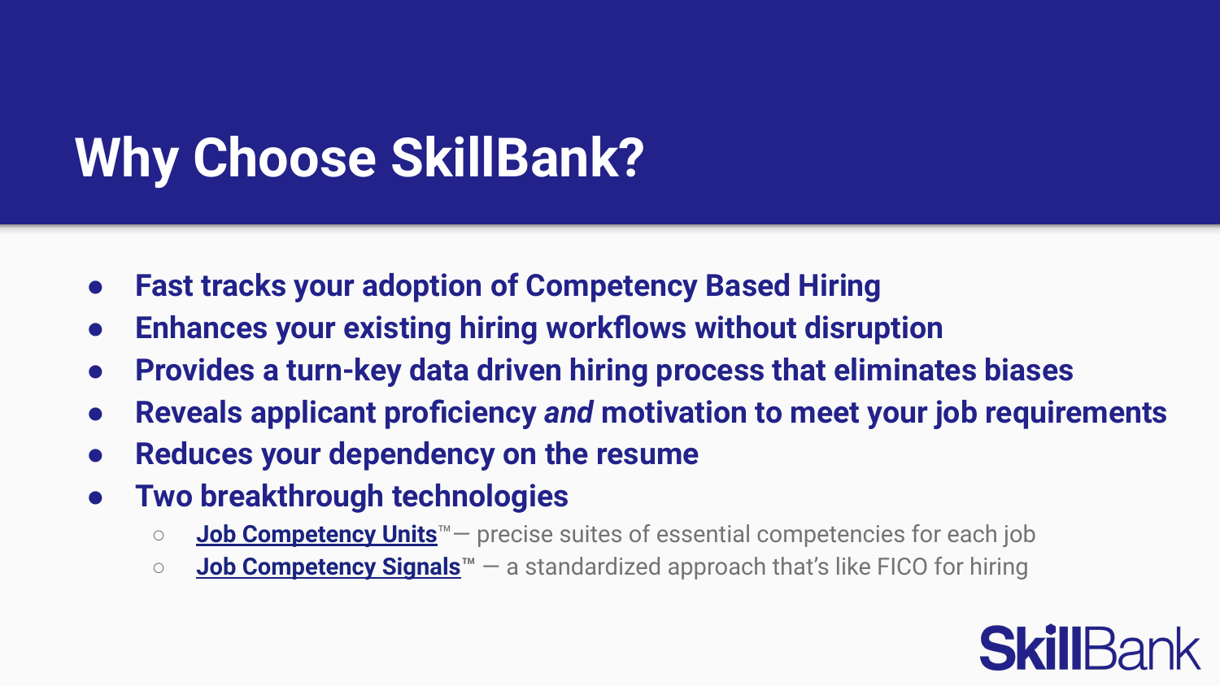# Why Choose SkillBank?

- **Fast tracks your adoption of Competency Based Hiring**
- **Enhances your existing hiring workflows without disruption**
- **Provides a turn-key data driven hiring process that eliminates biases**
- **Reveals applicant proficiency *and* motivation to meet your job requirements**
- **Reduces your dependency on the resume**
- **Two breakthrough technologies**
  - **Job Competency Units**™ — precise suites of essential competencies for each job
  - **Job Competency Signals**™ — a standardized approach that's like FICO for hiring

SkillBank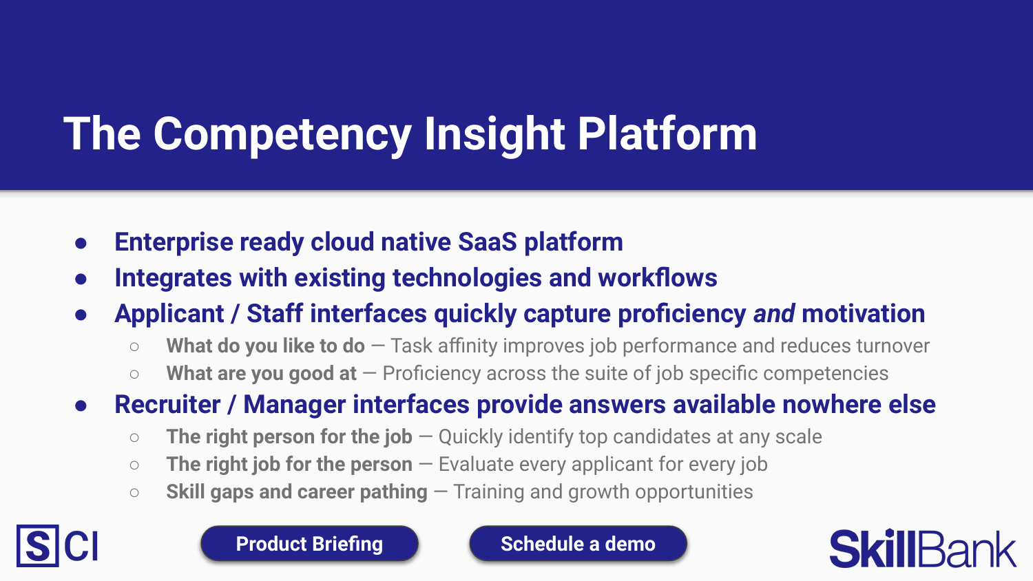# The Competency Insight Platform

- **Enterprise ready cloud native SaaS platform**
- **Integrates with existing technologies and workflows**
- **Applicant / Staff interfaces quickly capture proficiency *and* motivation**
  - **What do you like to do** — Task affinity improves job performance and reduces turnover
  - **What are you good at** — Proficiency across the suite of job specific competencies
- **Recruiter / Manager interfaces provide answers available nowhere else**
  - **The right person for the job** — Quickly identify top candidates at any scale
  - **The right job for the person** — Evaluate every applicant for every job
  - **Skill gaps and career pathing** — Training and growth opportunities

SCI

Product Briefing

Schedule a demo

SkillBank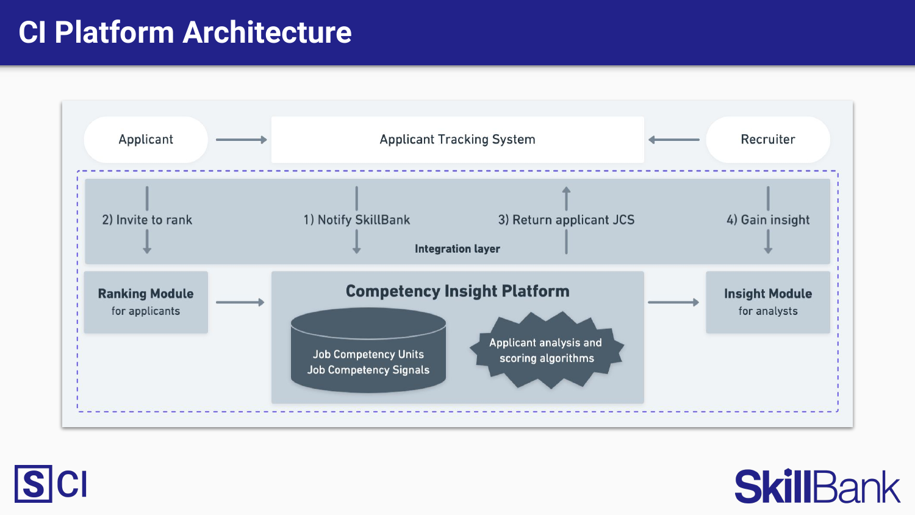# CI Platform Architecture

Applicant → Applicant Tracking System ← Recruiter

**Integration layer**

- 1) Notify SkillBank
- 2) Invite to rank
- 3) Return applicant JCS
- 4) Gain insight

**Ranking Module**
for applicants

**Competency Insight Platform**

- Job Competency Units
- Job Competency Signals
- Applicant analysis and scoring algorithms

**Insight Module**
for analysts

SCI

SkillBank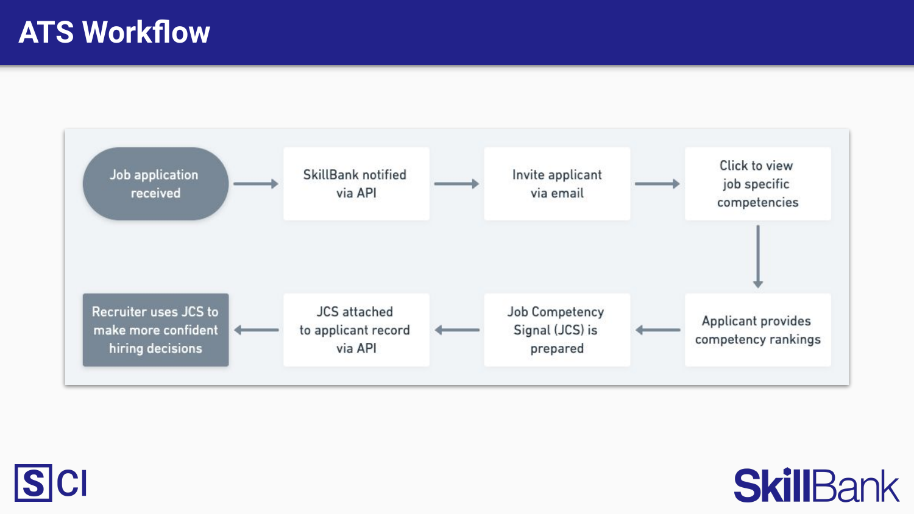# ATS Workflow

1. Job application received
2. SkillBank notified via API
3. Invite applicant via email
4. Click to view job specific competencies
5. Applicant provides competency rankings
6. Job Competency Signal (JCS) is prepared
7. JCS attached to applicant record via API
8. Recruiter uses JCS to make more confident hiring decisions

SCI

SkillBank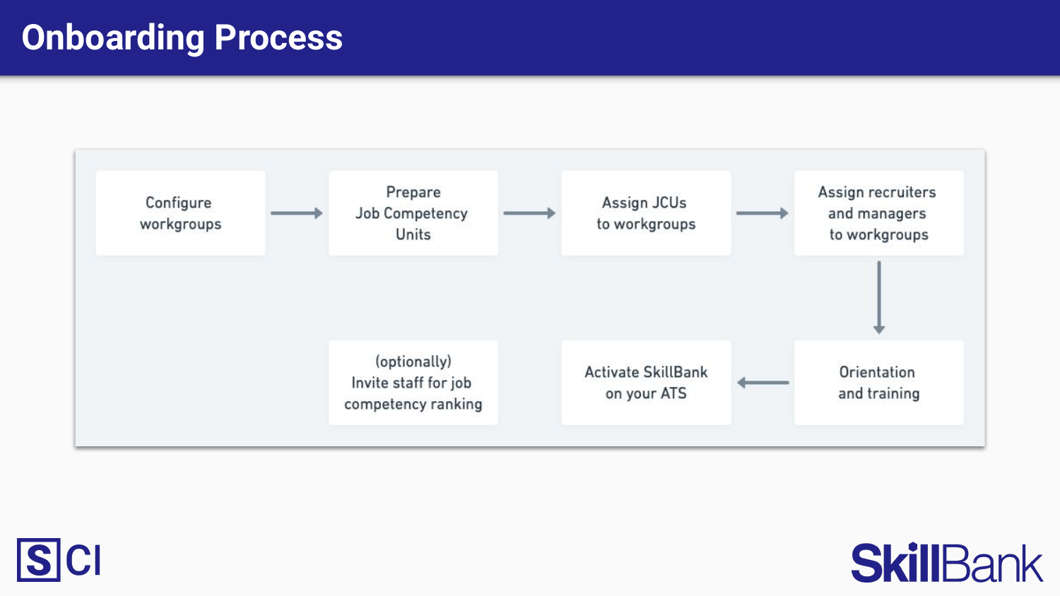# Onboarding Process

Configure workgroups

Prepare Job Competency Units

Assign JCUs to workgroups

Assign recruiters and managers to workgroups

Orientation and training

Activate SkillBank on your ATS

(optionally) Invite staff for job competency ranking

SCI

SkillBank